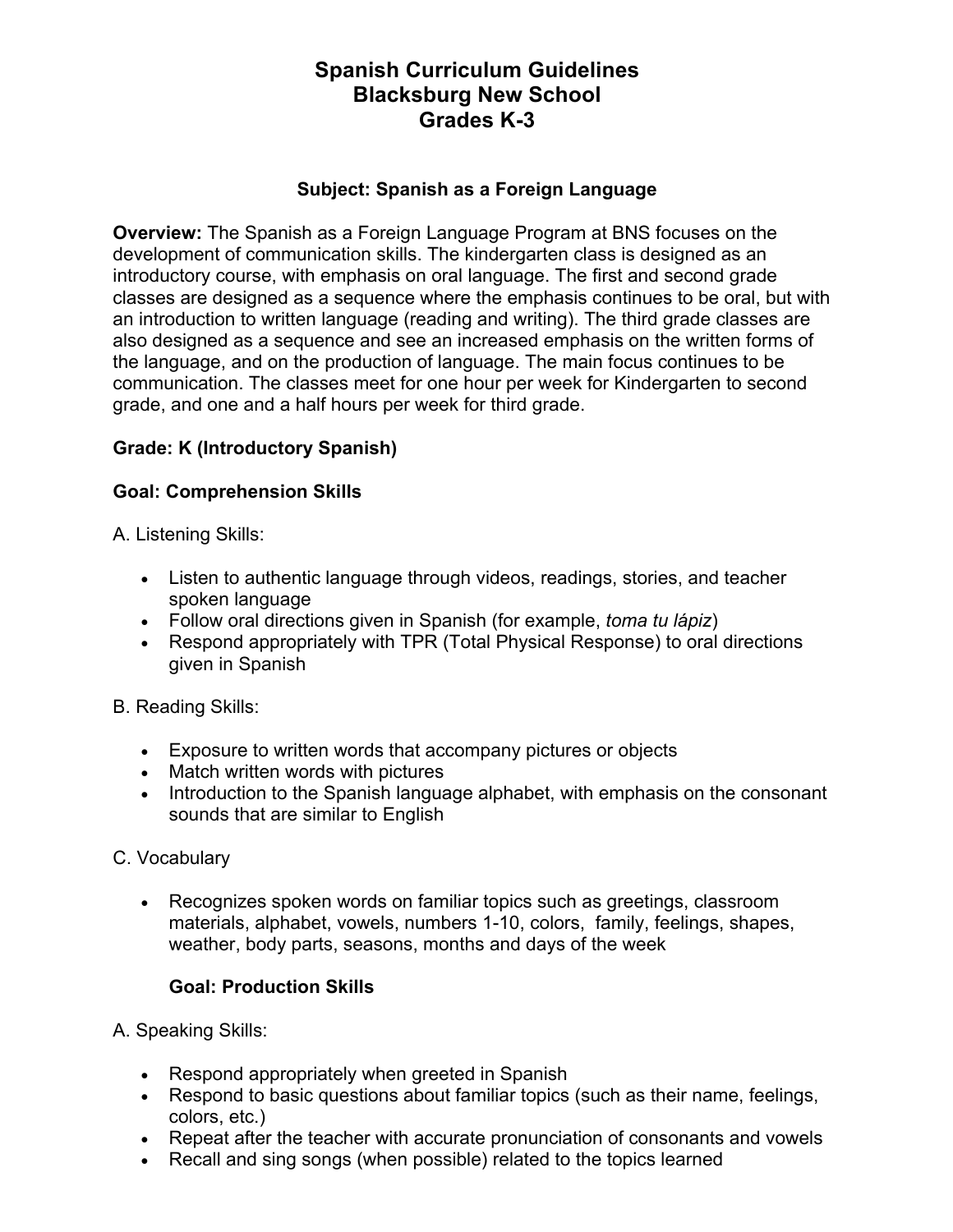# Spanish Curriculum Guidelines
# Blacksburg New School
# Grades K-3

### Subject: Spanish as a Foreign Language

**Overview:** The Spanish as a Foreign Language Program at BNS focuses on the development of communication skills. The kindergarten class is designed as an introductory course, with emphasis on oral language. The first and second grade classes are designed as a sequence where the emphasis continues to be oral, but with an introduction to written language (reading and writing). The third grade classes are also designed as a sequence and see an increased emphasis on the written forms of the language, and on the production of language. The main focus continues to be communication. The classes meet for one hour per week for Kindergarten to second grade, and one and a half hours per week for third grade.

## Grade: K (Introductory Spanish)

### Goal: Comprehension Skills

A. Listening Skills:

- Listen to authentic language through videos, readings, stories, and teacher spoken language
- Follow oral directions given in Spanish (for example, *toma tu lápiz*)
- Respond appropriately with TPR (Total Physical Response) to oral directions given in Spanish

B. Reading Skills:

- Exposure to written words that accompany pictures or objects
- Match written words with pictures
- Introduction to the Spanish language alphabet, with emphasis on the consonant sounds that are similar to English

C. Vocabulary

- Recognizes spoken words on familiar topics such as greetings, classroom materials, alphabet, vowels, numbers 1-10, colors, family, feelings, shapes, weather, body parts, seasons, months and days of the week

### Goal: Production Skills

A. Speaking Skills:

- Respond appropriately when greeted in Spanish
- Respond to basic questions about familiar topics (such as their name, feelings, colors, etc.)
- Repeat after the teacher with accurate pronunciation of consonants and vowels
- Recall and sing songs (when possible) related to the topics learned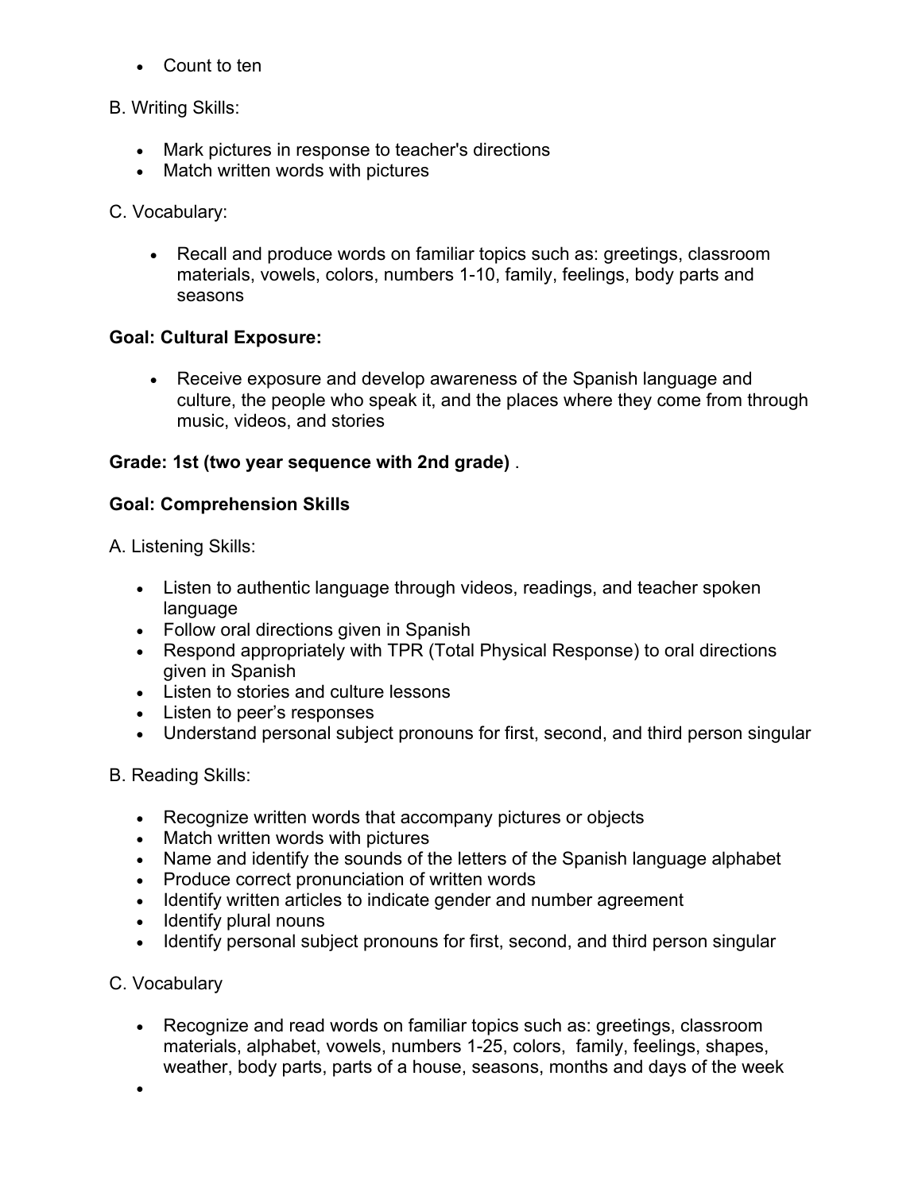- Count to ten

B. Writing Skills:

- Mark pictures in response to teacher's directions
- Match written words with pictures

C. Vocabulary:

- Recall and produce words on familiar topics such as: greetings, classroom materials, vowels, colors, numbers 1-10, family, feelings, body parts and seasons

**Goal: Cultural Exposure:**

- Receive exposure and develop awareness of the Spanish language and culture, the people who speak it, and the places where they come from through music, videos, and stories

**Grade: 1st (two year sequence with 2nd grade)** .

**Goal: Comprehension Skills**

A. Listening Skills:

- Listen to authentic language through videos, readings, and teacher spoken language
- Follow oral directions given in Spanish
- Respond appropriately with TPR (Total Physical Response) to oral directions given in Spanish
- Listen to stories and culture lessons
- Listen to peer's responses
- Understand personal subject pronouns for first, second, and third person singular

B. Reading Skills:

- Recognize written words that accompany pictures or objects
- Match written words with pictures
- Name and identify the sounds of the letters of the Spanish language alphabet
- Produce correct pronunciation of written words
- Identify written articles to indicate gender and number agreement
- Identify plural nouns
- Identify personal subject pronouns for first, second, and third person singular

C. Vocabulary

- Recognize and read words on familiar topics such as: greetings, classroom materials, alphabet, vowels, numbers 1-25, colors, family, feelings, shapes, weather, body parts, parts of a house, seasons, months and days of the week
-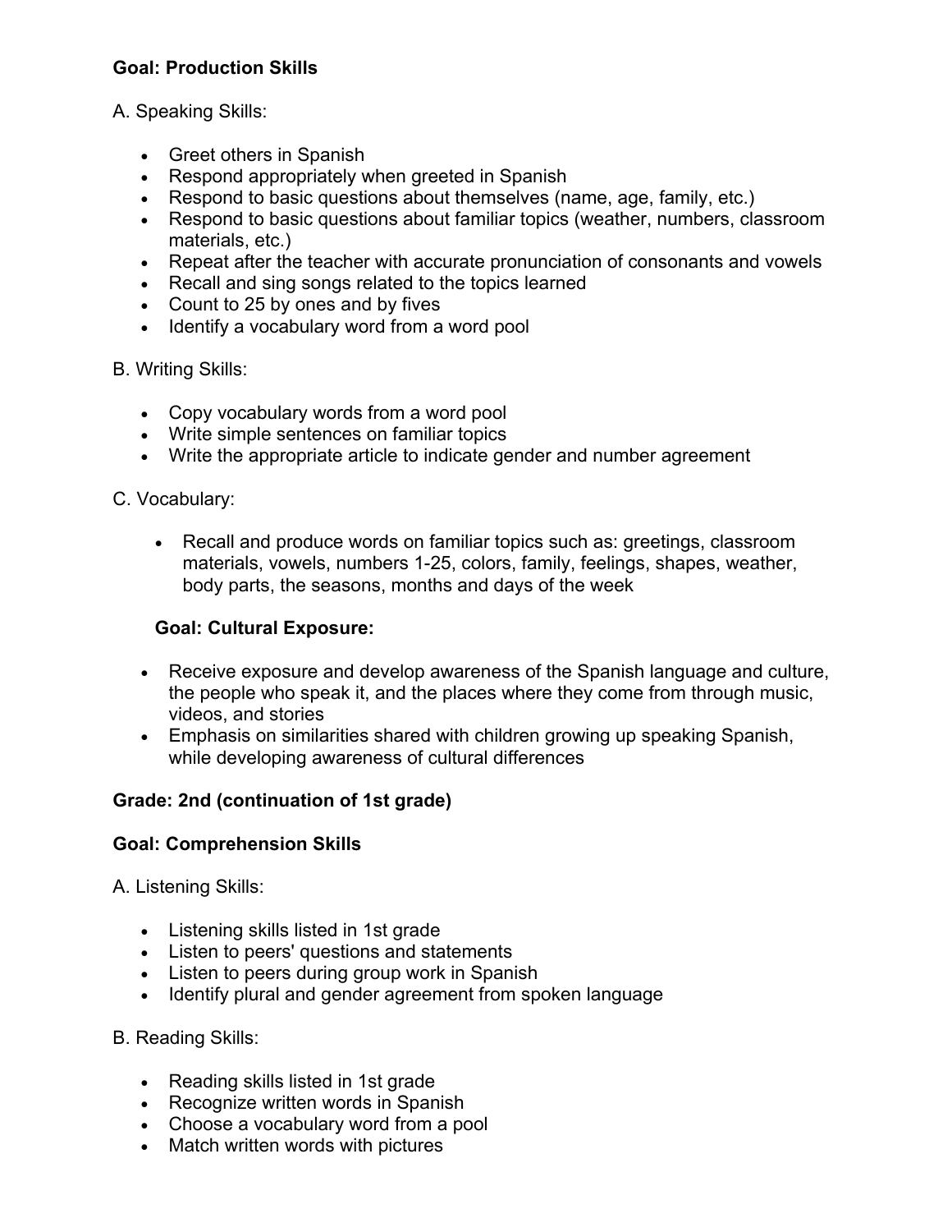**Goal: Production Skills**

A. Speaking Skills:

- Greet others in Spanish
- Respond appropriately when greeted in Spanish
- Respond to basic questions about themselves (name, age, family, etc.)
- Respond to basic questions about familiar topics (weather, numbers, classroom materials, etc.)
- Repeat after the teacher with accurate pronunciation of consonants and vowels
- Recall and sing songs related to the topics learned
- Count to 25 by ones and by fives
- Identify a vocabulary word from a word pool

B. Writing Skills:

- Copy vocabulary words from a word pool
- Write simple sentences on familiar topics
- Write the appropriate article to indicate gender and number agreement

C. Vocabulary:

- Recall and produce words on familiar topics such as: greetings, classroom materials, vowels, numbers 1-25, colors, family, feelings, shapes, weather, body parts, the seasons, months and days of the week

**Goal: Cultural Exposure:**

- Receive exposure and develop awareness of the Spanish language and culture, the people who speak it, and the places where they come from through music, videos, and stories
- Emphasis on similarities shared with children growing up speaking Spanish, while developing awareness of cultural differences

**Grade: 2nd (continuation of 1st grade)**

**Goal: Comprehension Skills**

A. Listening Skills:

- Listening skills listed in 1st grade
- Listen to peers' questions and statements
- Listen to peers during group work in Spanish
- Identify plural and gender agreement from spoken language

B. Reading Skills:

- Reading skills listed in 1st grade
- Recognize written words in Spanish
- Choose a vocabulary word from a pool
- Match written words with pictures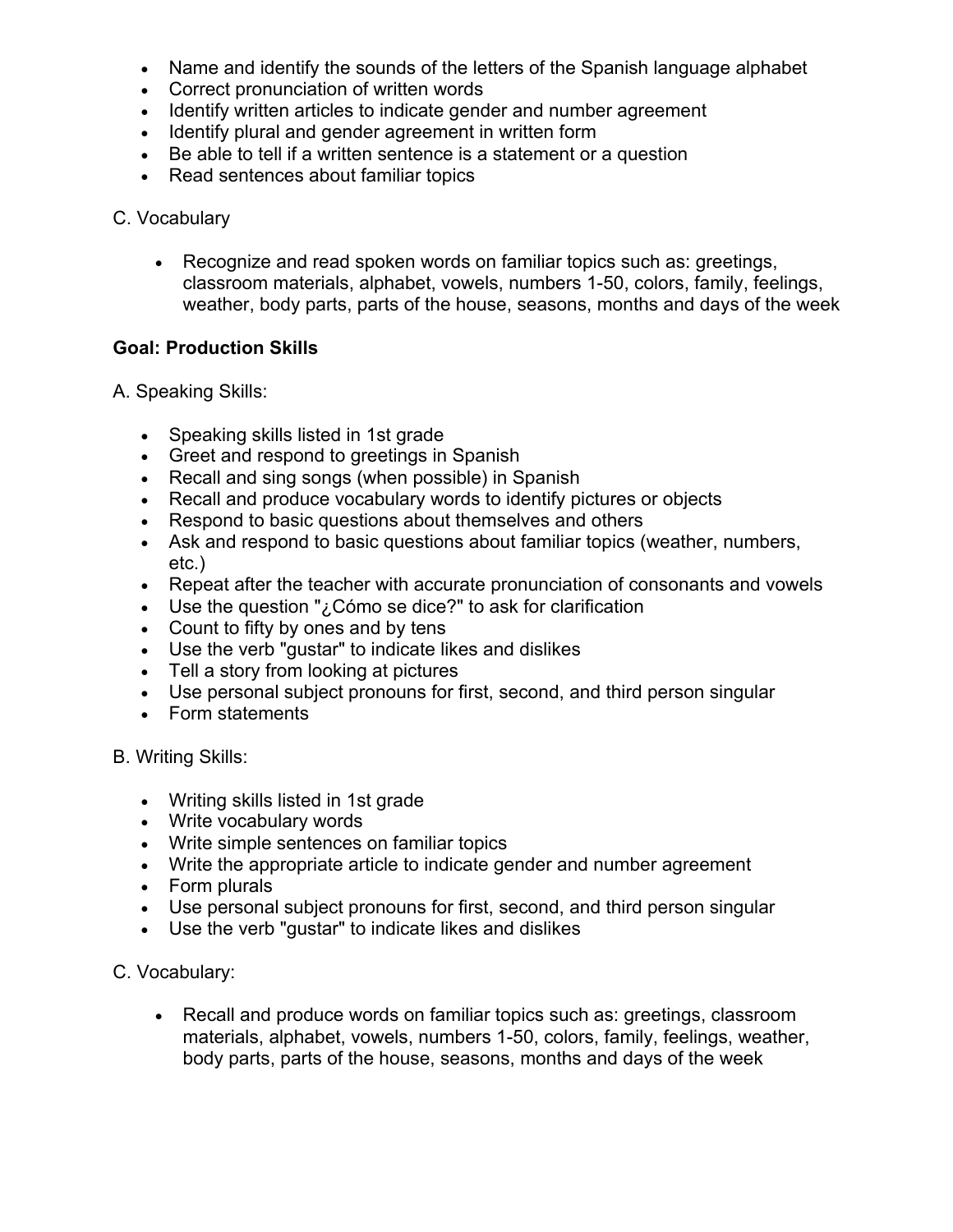- Name and identify the sounds of the letters of the Spanish language alphabet
- Correct pronunciation of written words
- Identify written articles to indicate gender and number agreement
- Identify plural and gender agreement in written form
- Be able to tell if a written sentence is a statement or a question
- Read sentences about familiar topics

C. Vocabulary

- Recognize and read spoken words on familiar topics such as: greetings, classroom materials, alphabet, vowels, numbers 1-50, colors, family, feelings, weather, body parts, parts of the house, seasons, months and days of the week

**Goal: Production Skills**

A. Speaking Skills:

- Speaking skills listed in 1st grade
- Greet and respond to greetings in Spanish
- Recall and sing songs (when possible) in Spanish
- Recall and produce vocabulary words to identify pictures or objects
- Respond to basic questions about themselves and others
- Ask and respond to basic questions about familiar topics (weather, numbers, etc.)
- Repeat after the teacher with accurate pronunciation of consonants and vowels
- Use the question "¿Cómo se dice?" to ask for clarification
- Count to fifty by ones and by tens
- Use the verb "gustar" to indicate likes and dislikes
- Tell a story from looking at pictures
- Use personal subject pronouns for first, second, and third person singular
- Form statements

B. Writing Skills:

- Writing skills listed in 1st grade
- Write vocabulary words
- Write simple sentences on familiar topics
- Write the appropriate article to indicate gender and number agreement
- Form plurals
- Use personal subject pronouns for first, second, and third person singular
- Use the verb "gustar" to indicate likes and dislikes

C. Vocabulary:

- Recall and produce words on familiar topics such as: greetings, classroom materials, alphabet, vowels, numbers 1-50, colors, family, feelings, weather, body parts, parts of the house, seasons, months and days of the week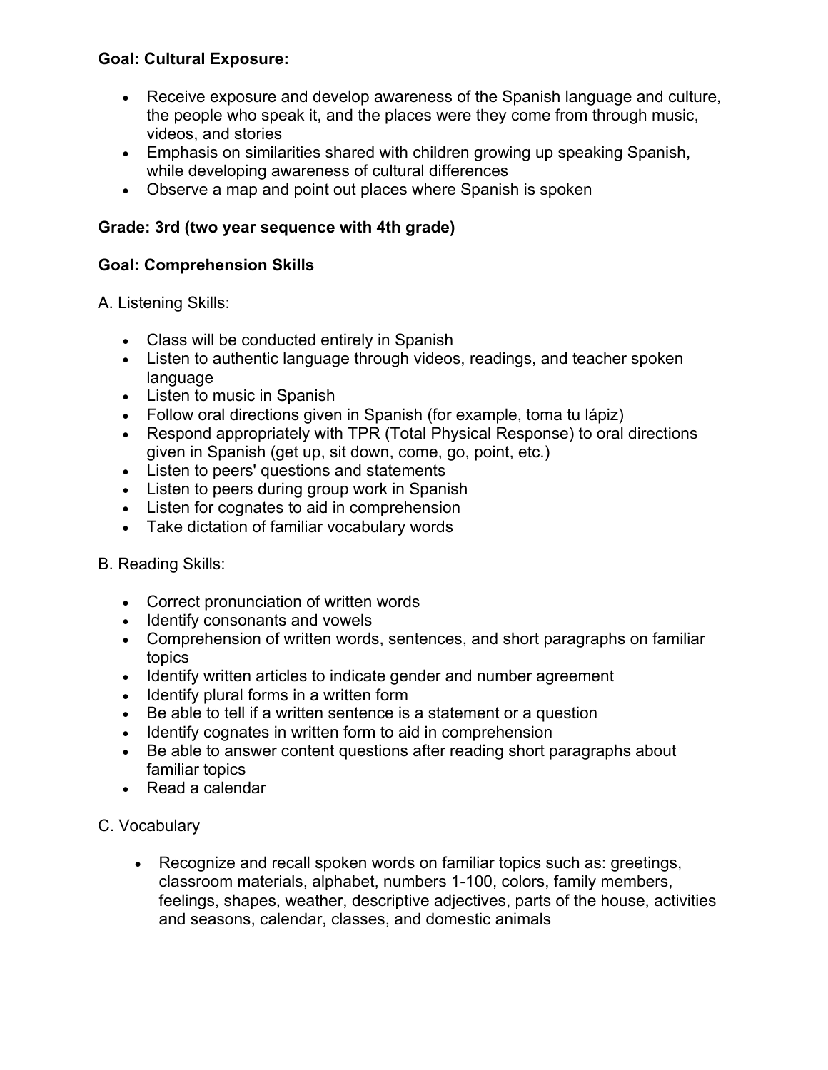**Goal: Cultural Exposure:**

- Receive exposure and develop awareness of the Spanish language and culture, the people who speak it, and the places were they come from through music, videos, and stories
- Emphasis on similarities shared with children growing up speaking Spanish, while developing awareness of cultural differences
- Observe a map and point out places where Spanish is spoken

**Grade: 3rd (two year sequence with 4th grade)**

**Goal: Comprehension Skills**

A. Listening Skills:

- Class will be conducted entirely in Spanish
- Listen to authentic language through videos, readings, and teacher spoken language
- Listen to music in Spanish
- Follow oral directions given in Spanish (for example, toma tu lápiz)
- Respond appropriately with TPR (Total Physical Response) to oral directions given in Spanish (get up, sit down, come, go, point, etc.)
- Listen to peers' questions and statements
- Listen to peers during group work in Spanish
- Listen for cognates to aid in comprehension
- Take dictation of familiar vocabulary words

B. Reading Skills:

- Correct pronunciation of written words
- Identify consonants and vowels
- Comprehension of written words, sentences, and short paragraphs on familiar topics
- Identify written articles to indicate gender and number agreement
- Identify plural forms in a written form
- Be able to tell if a written sentence is a statement or a question
- Identify cognates in written form to aid in comprehension
- Be able to answer content questions after reading short paragraphs about familiar topics
- Read a calendar

C. Vocabulary

- Recognize and recall spoken words on familiar topics such as: greetings, classroom materials, alphabet, numbers 1-100, colors, family members, feelings, shapes, weather, descriptive adjectives, parts of the house, activities and seasons, calendar, classes, and domestic animals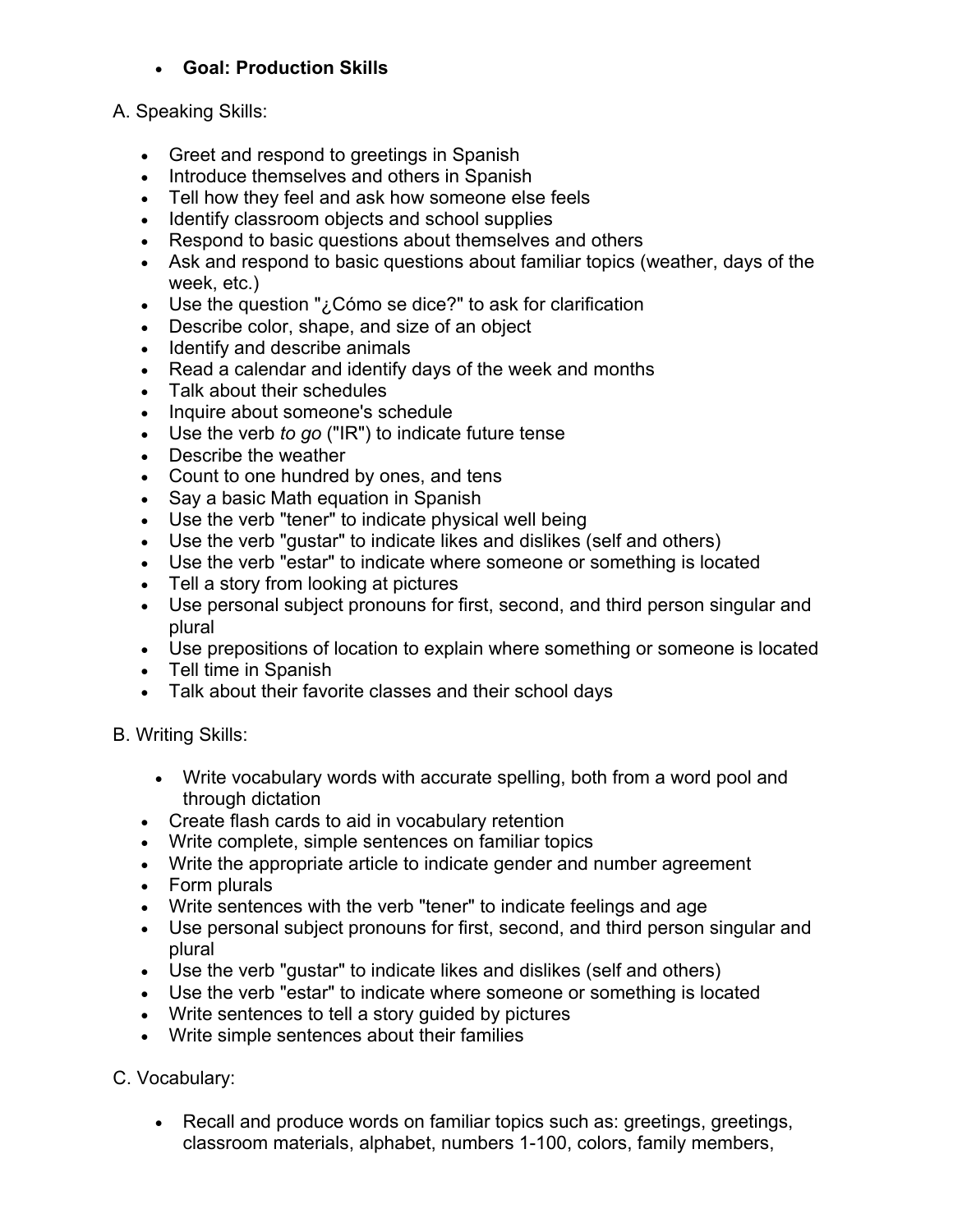- **Goal: Production Skills**

A. Speaking Skills:

- Greet and respond to greetings in Spanish
- Introduce themselves and others in Spanish
- Tell how they feel and ask how someone else feels
- Identify classroom objects and school supplies
- Respond to basic questions about themselves and others
- Ask and respond to basic questions about familiar topics (weather, days of the week, etc.)
- Use the question "¿Cómo se dice?" to ask for clarification
- Describe color, shape, and size of an object
- Identify and describe animals
- Read a calendar and identify days of the week and months
- Talk about their schedules
- Inquire about someone's schedule
- Use the verb *to go* ("IR") to indicate future tense
- Describe the weather
- Count to one hundred by ones, and tens
- Say a basic Math equation in Spanish
- Use the verb "tener" to indicate physical well being
- Use the verb "gustar" to indicate likes and dislikes (self and others)
- Use the verb "estar" to indicate where someone or something is located
- Tell a story from looking at pictures
- Use personal subject pronouns for first, second, and third person singular and plural
- Use prepositions of location to explain where something or someone is located
- Tell time in Spanish
- Talk about their favorite classes and their school days

B. Writing Skills:

- Write vocabulary words with accurate spelling, both from a word pool and through dictation
- Create flash cards to aid in vocabulary retention
- Write complete, simple sentences on familiar topics
- Write the appropriate article to indicate gender and number agreement
- Form plurals
- Write sentences with the verb "tener" to indicate feelings and age
- Use personal subject pronouns for first, second, and third person singular and plural
- Use the verb "gustar" to indicate likes and dislikes (self and others)
- Use the verb "estar" to indicate where someone or something is located
- Write sentences to tell a story guided by pictures
- Write simple sentences about their families

C. Vocabulary:

- Recall and produce words on familiar topics such as: greetings, greetings, classroom materials, alphabet, numbers 1-100, colors, family members,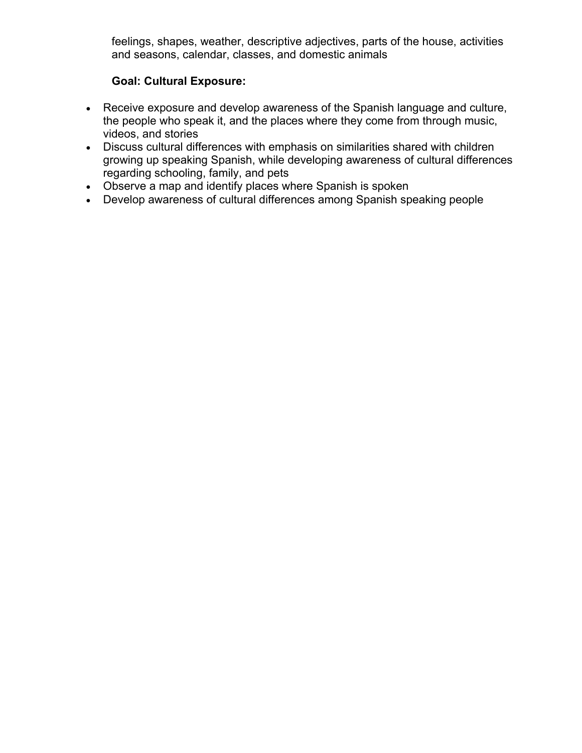feelings, shapes, weather, descriptive adjectives, parts of the house, activities and seasons, calendar, classes, and domestic animals

**Goal: Cultural Exposure:**

- Receive exposure and develop awareness of the Spanish language and culture, the people who speak it, and the places where they come from through music, videos, and stories
- Discuss cultural differences with emphasis on similarities shared with children growing up speaking Spanish, while developing awareness of cultural differences regarding schooling, family, and pets
- Observe a map and identify places where Spanish is spoken
- Develop awareness of cultural differences among Spanish speaking people